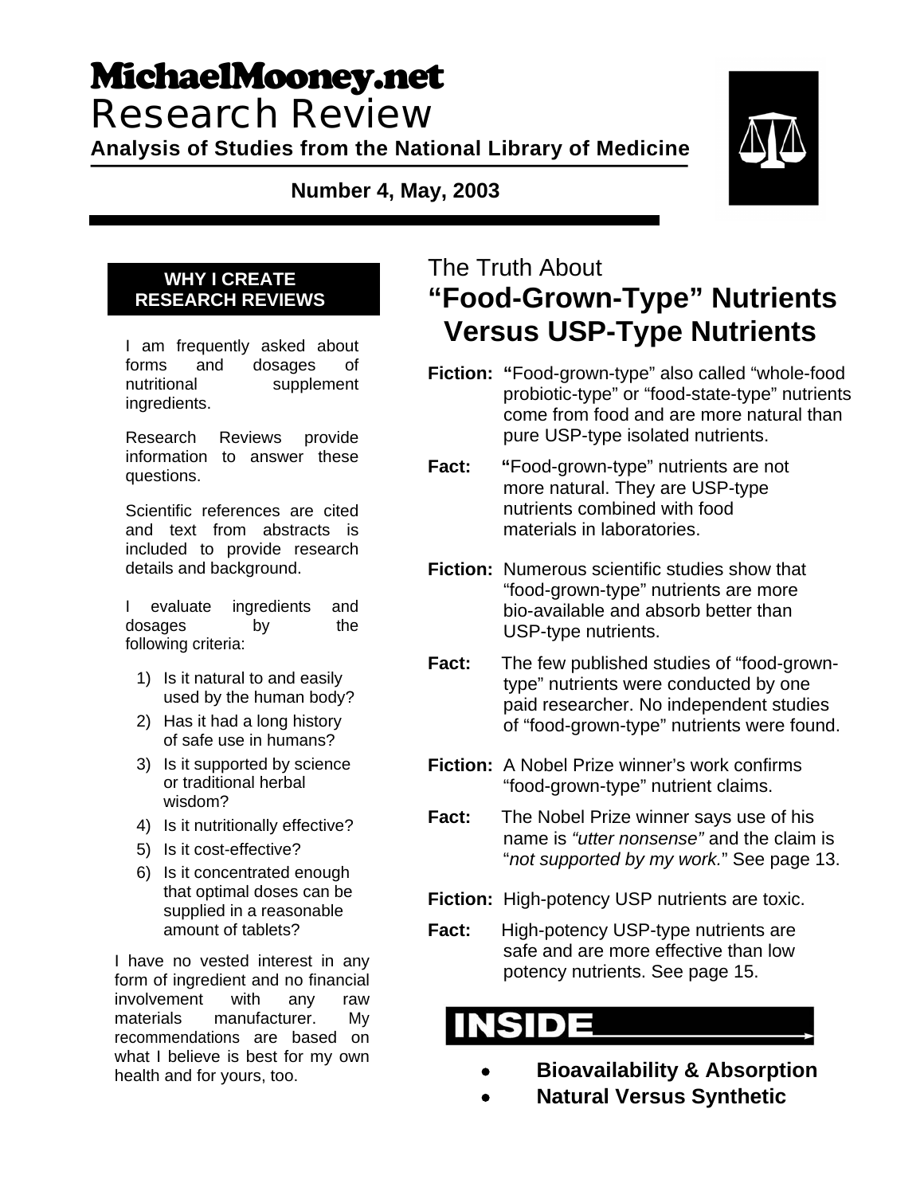# MichaelMooney.net Research Review

**Analysis of Studies from the National Library of Medicine**

**Number 4, May, 2003**

## The Truth About "Food-Grown-Type" Nutrients Versus USP-Type Nutrients

**Fiction:** "Food-grown-type" also called "whole-food probiotic-type" or "food-state-type" nutrients come from food and are more natural than pure USP-type isolated nutrients.

**Fact:** "Food-grown-type" nutrients are not more natural. They are USP-type nutrients combined with food materials in laboratories.

**Fiction:** Numerous scientific studies show that "food-grown-type" nutrients are more bio-available and absorb better than USP-type nutrients.

**Fact:** The few published studies of "food-grown-type" nutrients were conducted by one paid researcher. No independent studies of "food-grown-type" nutrients were found.

**Fiction:** A Nobel Prize winner's work confirms "food-grown-type" nutrient claims.

**Fact:** The Nobel Prize winner says use of his name is *"utter nonsense"* and the claim is "*not supported by my work.*" See page 13.

**Fiction:** High-potency USP nutrients are toxic.

**Fact:** High-potency USP-type nutrients are safe and are more effective than low potency nutrients. See page 15.

### INSIDE

- **Bioavailability & Absorption**
- **Natural Versus Synthetic**

### WHY I CREATE RESEARCH REVIEWS

I am frequently asked about forms and dosages of nutritional supplement ingredients.

Research Reviews provide information to answer these questions.

Scientific references are cited and text from abstracts is included to provide research details and background.

I evaluate ingredients and dosages by the following criteria:

1) Is it natural to and easily used by the human body?
2) Has it had a long history of safe use in humans?
3) Is it supported by science or traditional herbal wisdom?
4) Is it nutritionally effective?
5) Is it cost-effective?
6) Is it concentrated enough that optimal doses can be supplied in a reasonable amount of tablets?

I have no vested interest in any form of ingredient and no financial involvement with any raw materials manufacturer. My recommendations are based on what I believe is best for my own health and for yours, too.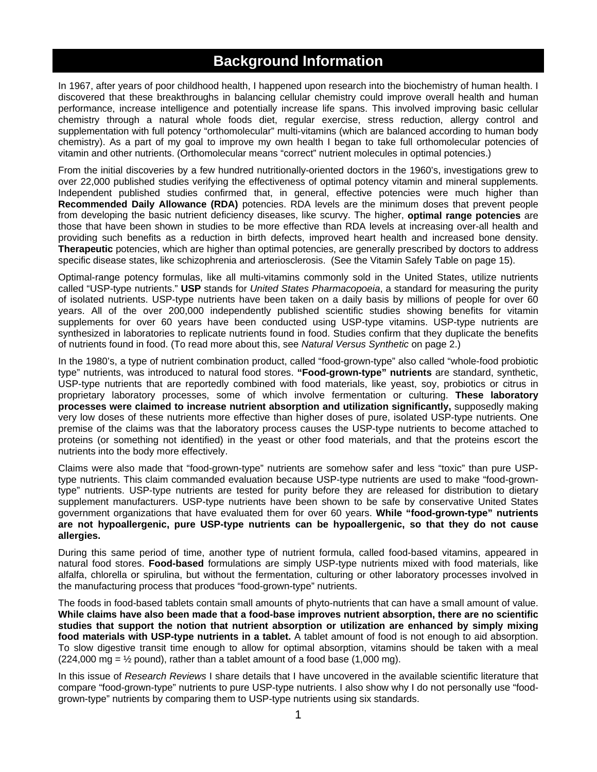# Background Information

In 1967, after years of poor childhood health, I happened upon research into the biochemistry of human health. I discovered that these breakthroughs in balancing cellular chemistry could improve overall health and human performance, increase intelligence and potentially increase life spans. This involved improving basic cellular chemistry through a natural whole foods diet, regular exercise, stress reduction, allergy control and supplementation with full potency "orthomolecular" multi-vitamins (which are balanced according to human body chemistry). As a part of my goal to improve my own health I began to take full orthomolecular potencies of vitamin and other nutrients. (Orthomolecular means "correct" nutrient molecules in optimal potencies.)

From the initial discoveries by a few hundred nutritionally-oriented doctors in the 1960's, investigations grew to over 22,000 published studies verifying the effectiveness of optimal potency vitamin and mineral supplements. Independent published studies confirmed that, in general, effective potencies were much higher than **Recommended Daily Allowance (RDA)** potencies. RDA levels are the minimum doses that prevent people from developing the basic nutrient deficiency diseases, like scurvy. The higher, **optimal range potencies** are those that have been shown in studies to be more effective than RDA levels at increasing over-all health and providing such benefits as a reduction in birth defects, improved heart health and increased bone density. **Therapeutic** potencies, which are higher than optimal potencies, are generally prescribed by doctors to address specific disease states, like schizophrenia and arteriosclerosis. (See the Vitamin Safely Table on page 15).

Optimal-range potency formulas, like all multi-vitamins commonly sold in the United States, utilize nutrients called "USP-type nutrients." **USP** stands for *United States Pharmacopoeia*, a standard for measuring the purity of isolated nutrients. USP-type nutrients have been taken on a daily basis by millions of people for over 60 years. All of the over 200,000 independently published scientific studies showing benefits for vitamin supplements for over 60 years have been conducted using USP-type vitamins. USP-type nutrients are synthesized in laboratories to replicate nutrients found in food. Studies confirm that they duplicate the benefits of nutrients found in food. (To read more about this, see *Natural Versus Synthetic* on page 2.)

In the 1980's, a type of nutrient combination product, called "food-grown-type" also called "whole-food probiotic type" nutrients, was introduced to natural food stores. **"Food-grown-type" nutrients** are standard, synthetic, USP-type nutrients that are reportedly combined with food materials, like yeast, soy, probiotics or citrus in proprietary laboratory processes, some of which involve fermentation or culturing. **These laboratory processes were claimed to increase nutrient absorption and utilization significantly,** supposedly making very low doses of these nutrients more effective than higher doses of pure, isolated USP-type nutrients. One premise of the claims was that the laboratory process causes the USP-type nutrients to become attached to proteins (or something not identified) in the yeast or other food materials, and that the proteins escort the nutrients into the body more effectively.

Claims were also made that "food-grown-type" nutrients are somehow safer and less "toxic" than pure USP-type nutrients. This claim commanded evaluation because USP-type nutrients are used to make "food-grown-type" nutrients. USP-type nutrients are tested for purity before they are released for distribution to dietary supplement manufacturers. USP-type nutrients have been shown to be safe by conservative United States government organizations that have evaluated them for over 60 years. **While "food-grown-type" nutrients are not hypoallergenic, pure USP-type nutrients can be hypoallergenic, so that they do not cause allergies.**

During this same period of time, another type of nutrient formula, called food-based vitamins, appeared in natural food stores. **Food-based** formulations are simply USP-type nutrients mixed with food materials, like alfalfa, chlorella or spirulina, but without the fermentation, culturing or other laboratory processes involved in the manufacturing process that produces "food-grown-type" nutrients.

The foods in food-based tablets contain small amounts of phyto-nutrients that can have a small amount of value. **While claims have also been made that a food-base improves nutrient absorption, there are no scientific studies that support the notion that nutrient absorption or utilization are enhanced by simply mixing food materials with USP-type nutrients in a tablet.** A tablet amount of food is not enough to aid absorption. To slow digestive transit time enough to allow for optimal absorption, vitamins should be taken with a meal (224,000 mg = ½ pound), rather than a tablet amount of a food base (1,000 mg).

In this issue of *Research Reviews* I share details that I have uncovered in the available scientific literature that compare "food-grown-type" nutrients to pure USP-type nutrients. I also show why I do not personally use "food-grown-type" nutrients by comparing them to USP-type nutrients using six standards.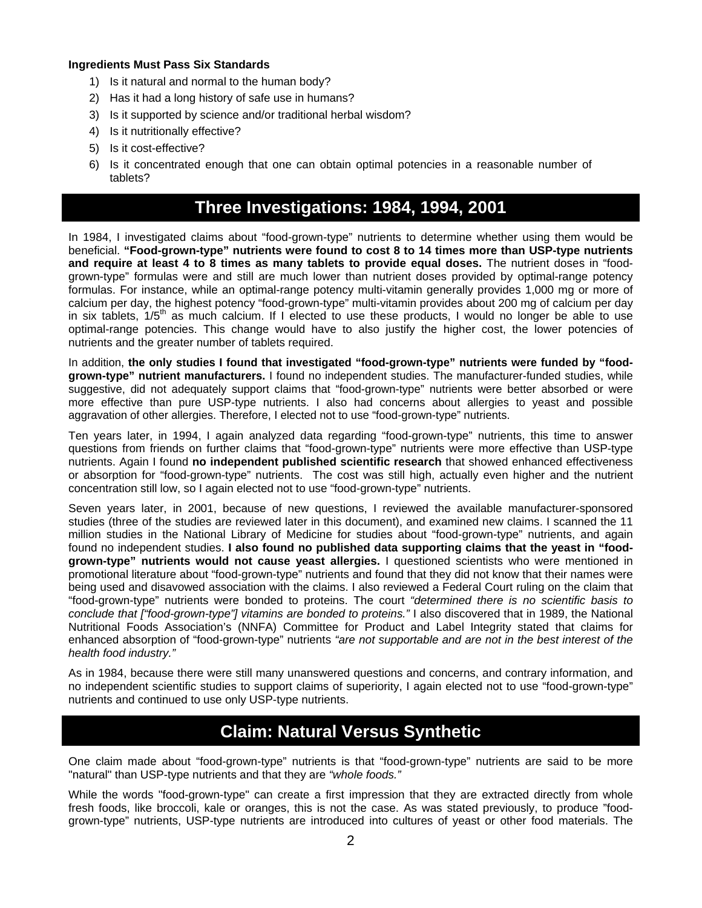**Ingredients Must Pass Six Standards**

1) Is it natural and normal to the human body?
2) Has it had a long history of safe use in humans?
3) Is it supported by science and/or traditional herbal wisdom?
4) Is it nutritionally effective?
5) Is it cost-effective?
6) Is it concentrated enough that one can obtain optimal potencies in a reasonable number of tablets?

## Three Investigations: 1984, 1994, 2001

In 1984, I investigated claims about "food-grown-type" nutrients to determine whether using them would be beneficial. **"Food-grown-type" nutrients were found to cost 8 to 14 times more than USP-type nutrients and require at least 4 to 8 times as many tablets to provide equal doses.** The nutrient doses in "food-grown-type" formulas were and still are much lower than nutrient doses provided by optimal-range potency formulas. For instance, while an optimal-range potency multi-vitamin generally provides 1,000 mg or more of calcium per day, the highest potency "food-grown-type" multi-vitamin provides about 200 mg of calcium per day in six tablets, 1/5th as much calcium. If I elected to use these products, I would no longer be able to use optimal-range potencies. This change would have to also justify the higher cost, the lower potencies of nutrients and the greater number of tablets required.

In addition, **the only studies I found that investigated "food-grown-type" nutrients were funded by "food-grown-type" nutrient manufacturers.** I found no independent studies. The manufacturer-funded studies, while suggestive, did not adequately support claims that "food-grown-type" nutrients were better absorbed or were more effective than pure USP-type nutrients. I also had concerns about allergies to yeast and possible aggravation of other allergies. Therefore, I elected not to use "food-grown-type" nutrients.

Ten years later, in 1994, I again analyzed data regarding "food-grown-type" nutrients, this time to answer questions from friends on further claims that "food-grown-type" nutrients were more effective than USP-type nutrients. Again I found **no independent published scientific research** that showed enhanced effectiveness or absorption for "food-grown-type" nutrients. The cost was still high, actually even higher and the nutrient concentration still low, so I again elected not to use "food-grown-type" nutrients.

Seven years later, in 2001, because of new questions, I reviewed the available manufacturer-sponsored studies (three of the studies are reviewed later in this document), and examined new claims. I scanned the 11 million studies in the National Library of Medicine for studies about "food-grown-type" nutrients, and again found no independent studies. **I also found no published data supporting claims that the yeast in "food-grown-type" nutrients would not cause yeast allergies.** I questioned scientists who were mentioned in promotional literature about "food-grown-type" nutrients and found that they did not know that their names were being used and disavowed association with the claims. I also reviewed a Federal Court ruling on the claim that "food-grown-type" nutrients were bonded to proteins. The court *"determined there is no scientific basis to conclude that ["food-grown-type"] vitamins are bonded to proteins."* I also discovered that in 1989, the National Nutritional Foods Association's (NNFA) Committee for Product and Label Integrity stated that claims for enhanced absorption of "food-grown-type" nutrients *"are not supportable and are not in the best interest of the health food industry."*

As in 1984, because there were still many unanswered questions and concerns, and contrary information, and no independent scientific studies to support claims of superiority, I again elected not to use "food-grown-type" nutrients and continued to use only USP-type nutrients.

## Claim: Natural Versus Synthetic

One claim made about "food-grown-type" nutrients is that "food-grown-type" nutrients are said to be more "natural" than USP-type nutrients and that they are *"whole foods."*

While the words "food-grown-type" can create a first impression that they are extracted directly from whole fresh foods, like broccoli, kale or oranges, this is not the case. As was stated previously, to produce "food-grown-type" nutrients, USP-type nutrients are introduced into cultures of yeast or other food materials. The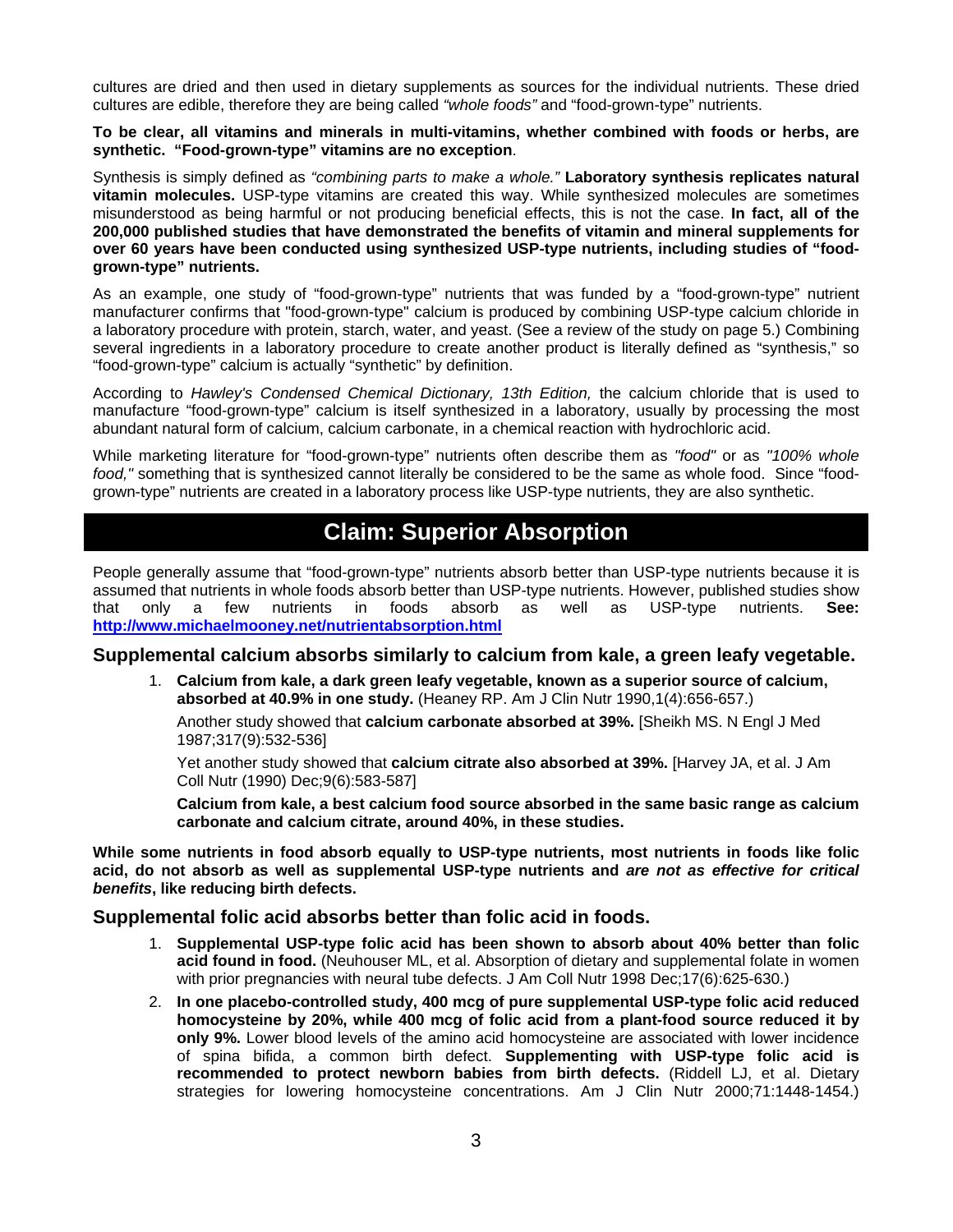cultures are dried and then used in dietary supplements as sources for the individual nutrients. These dried cultures are edible, therefore they are being called *"whole foods"* and "food-grown-type" nutrients.

**To be clear, all vitamins and minerals in multi-vitamins, whether combined with foods or herbs, are synthetic. "Food-grown-type" vitamins are no exception**.

Synthesis is simply defined as *"combining parts to make a whole."* **Laboratory synthesis replicates natural vitamin molecules.** USP-type vitamins are created this way. While synthesized molecules are sometimes misunderstood as being harmful or not producing beneficial effects, this is not the case. **In fact, all of the 200,000 published studies that have demonstrated the benefits of vitamin and mineral supplements for over 60 years have been conducted using synthesized USP-type nutrients, including studies of "food-grown-type" nutrients.**

As an example, one study of "food-grown-type" nutrients that was funded by a "food-grown-type" nutrient manufacturer confirms that "food-grown-type" calcium is produced by combining USP-type calcium chloride in a laboratory procedure with protein, starch, water, and yeast. (See a review of the study on page 5.) Combining several ingredients in a laboratory procedure to create another product is literally defined as "synthesis," so "food-grown-type" calcium is actually "synthetic" by definition.

According to *Hawley's Condensed Chemical Dictionary, 13th Edition,* the calcium chloride that is used to manufacture "food-grown-type" calcium is itself synthesized in a laboratory, usually by processing the most abundant natural form of calcium, calcium carbonate, in a chemical reaction with hydrochloric acid.

While marketing literature for "food-grown-type" nutrients often describe them as *"food"* or as *"100% whole food,"* something that is synthesized cannot literally be considered to be the same as whole food. Since "food-grown-type" nutrients are created in a laboratory process like USP-type nutrients, they are also synthetic.

## Claim: Superior Absorption

People generally assume that "food-grown-type" nutrients absorb better than USP-type nutrients because it is assumed that nutrients in whole foods absorb better than USP-type nutrients. However, published studies show that only a few nutrients in foods absorb as well as USP-type nutrients. **See: http://www.michaelmooney.net/nutrientabsorption.html**

### Supplemental calcium absorbs similarly to calcium from kale, a green leafy vegetable.

1. **Calcium from kale, a dark green leafy vegetable, known as a superior source of calcium, absorbed at 40.9% in one study.** (Heaney RP. Am J Clin Nutr 1990,1(4):656-657.)

   Another study showed that **calcium carbonate absorbed at 39%.** [Sheikh MS. N Engl J Med 1987;317(9):532-536]

   Yet another study showed that **calcium citrate also absorbed at 39%.** [Harvey JA, et al. J Am Coll Nutr (1990) Dec;9(6):583-587]

   **Calcium from kale, a best calcium food source absorbed in the same basic range as calcium carbonate and calcium citrate, around 40%, in these studies.**

**While some nutrients in food absorb equally to USP-type nutrients, most nutrients in foods like folic acid, do not absorb as well as supplemental USP-type nutrients and *are not as effective for critical benefits*, like reducing birth defects.**

### Supplemental folic acid absorbs better than folic acid in foods.

1. **Supplemental USP-type folic acid has been shown to absorb about 40% better than folic acid found in food.** (Neuhouser ML, et al. Absorption of dietary and supplemental folate in women with prior pregnancies with neural tube defects. J Am Coll Nutr 1998 Dec;17(6):625-630.)
2. **In one placebo-controlled study, 400 mcg of pure supplemental USP-type folic acid reduced homocysteine by 20%, while 400 mcg of folic acid from a plant-food source reduced it by only 9%.** Lower blood levels of the amino acid homocysteine are associated with lower incidence of spina bifida, a common birth defect. **Supplementing with USP-type folic acid is recommended to protect newborn babies from birth defects.** (Riddell LJ, et al. Dietary strategies for lowering homocysteine concentrations. Am J Clin Nutr 2000;71:1448-1454.)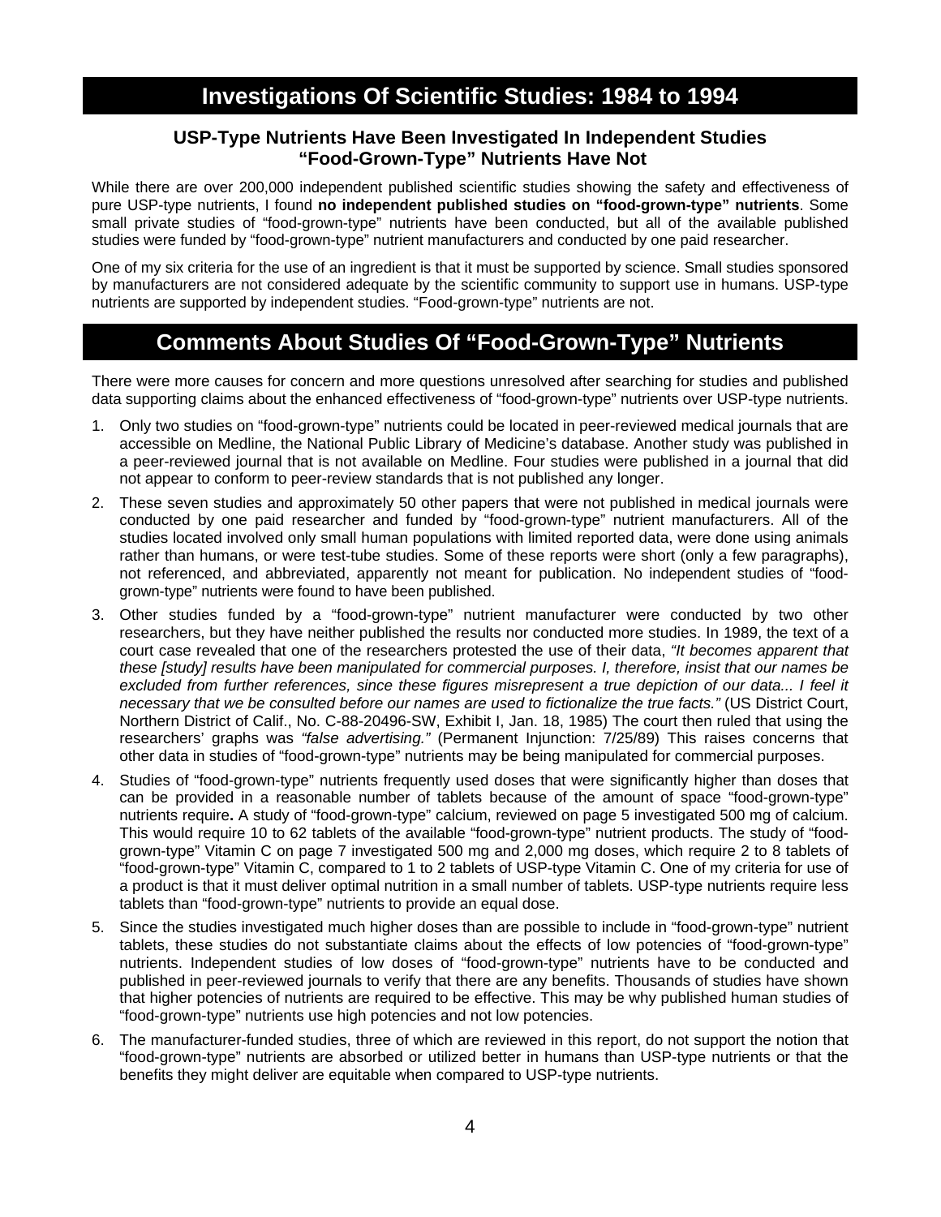## Investigations Of Scientific Studies: 1984 to 1994

### USP-Type Nutrients Have Been Investigated In Independent Studies "Food-Grown-Type" Nutrients Have Not

While there are over 200,000 independent published scientific studies showing the safety and effectiveness of pure USP-type nutrients, I found **no independent published studies on "food-grown-type" nutrients**. Some small private studies of "food-grown-type" nutrients have been conducted, but all of the available published studies were funded by "food-grown-type" nutrient manufacturers and conducted by one paid researcher.

One of my six criteria for the use of an ingredient is that it must be supported by science. Small studies sponsored by manufacturers are not considered adequate by the scientific community to support use in humans. USP-type nutrients are supported by independent studies. "Food-grown-type" nutrients are not.

## Comments About Studies Of "Food-Grown-Type" Nutrients

There were more causes for concern and more questions unresolved after searching for studies and published data supporting claims about the enhanced effectiveness of "food-grown-type" nutrients over USP-type nutrients.

1. Only two studies on "food-grown-type" nutrients could be located in peer-reviewed medical journals that are accessible on Medline, the National Public Library of Medicine's database. Another study was published in a peer-reviewed journal that is not available on Medline. Four studies were published in a journal that did not appear to conform to peer-review standards that is not published any longer.
2. These seven studies and approximately 50 other papers that were not published in medical journals were conducted by one paid researcher and funded by "food-grown-type" nutrient manufacturers. All of the studies located involved only small human populations with limited reported data, were done using animals rather than humans, or were test-tube studies. Some of these reports were short (only a few paragraphs), not referenced, and abbreviated, apparently not meant for publication. No independent studies of "food-grown-type" nutrients were found to have been published.
3. Other studies funded by a "food-grown-type" nutrient manufacturer were conducted by two other researchers, but they have neither published the results nor conducted more studies. In 1989, the text of a court case revealed that one of the researchers protested the use of their data, *"It becomes apparent that these [study] results have been manipulated for commercial purposes. I, therefore, insist that our names be excluded from further references, since these figures misrepresent a true depiction of our data... I feel it necessary that we be consulted before our names are used to fictionalize the true facts."* (US District Court, Northern District of Calif., No. C-88-20496-SW, Exhibit I, Jan. 18, 1985) The court then ruled that using the researchers' graphs was *"false advertising."* (Permanent Injunction: 7/25/89) This raises concerns that other data in studies of "food-grown-type" nutrients may be being manipulated for commercial purposes.
4. Studies of "food-grown-type" nutrients frequently used doses that were significantly higher than doses that can be provided in a reasonable number of tablets because of the amount of space "food-grown-type" nutrients require**.** A study of "food-grown-type" calcium, reviewed on page 5 investigated 500 mg of calcium. This would require 10 to 62 tablets of the available "food-grown-type" nutrient products. The study of "food-grown-type" Vitamin C on page 7 investigated 500 mg and 2,000 mg doses, which require 2 to 8 tablets of "food-grown-type" Vitamin C, compared to 1 to 2 tablets of USP-type Vitamin C. One of my criteria for use of a product is that it must deliver optimal nutrition in a small number of tablets. USP-type nutrients require less tablets than "food-grown-type" nutrients to provide an equal dose.
5. Since the studies investigated much higher doses than are possible to include in "food-grown-type" nutrient tablets, these studies do not substantiate claims about the effects of low potencies of "food-grown-type" nutrients. Independent studies of low doses of "food-grown-type" nutrients have to be conducted and published in peer-reviewed journals to verify that there are any benefits. Thousands of studies have shown that higher potencies of nutrients are required to be effective. This may be why published human studies of "food-grown-type" nutrients use high potencies and not low potencies.
6. The manufacturer-funded studies, three of which are reviewed in this report, do not support the notion that "food-grown-type" nutrients are absorbed or utilized better in humans than USP-type nutrients or that the benefits they might deliver are equitable when compared to USP-type nutrients.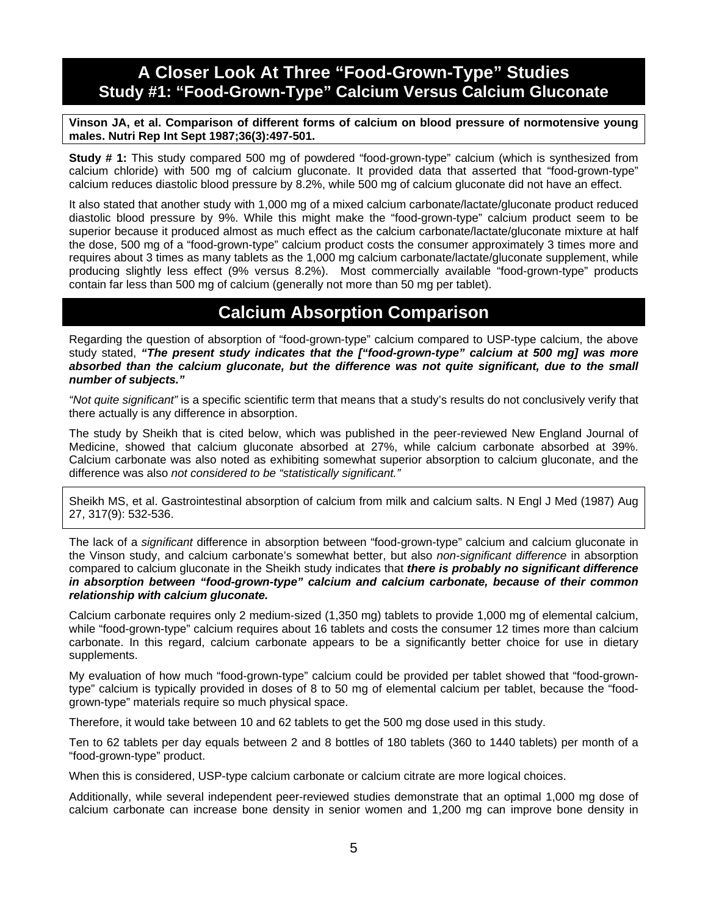# A Closer Look At Three "Food-Grown-Type" Studies
## Study #1: "Food-Grown-Type" Calcium Versus Calcium Gluconate

**Vinson JA, et al. Comparison of different forms of calcium on blood pressure of normotensive young males. Nutri Rep Int Sept 1987;36(3):497-501.**

**Study # 1:** This study compared 500 mg of powdered "food-grown-type" calcium (which is synthesized from calcium chloride) with 500 mg of calcium gluconate. It provided data that asserted that "food-grown-type" calcium reduces diastolic blood pressure by 8.2%, while 500 mg of calcium gluconate did not have an effect.

It also stated that another study with 1,000 mg of a mixed calcium carbonate/lactate/gluconate product reduced diastolic blood pressure by 9%. While this might make the "food-grown-type" calcium product seem to be superior because it produced almost as much effect as the calcium carbonate/lactate/gluconate mixture at half the dose, 500 mg of a "food-grown-type" calcium product costs the consumer approximately 3 times more and requires about 3 times as many tablets as the 1,000 mg calcium carbonate/lactate/gluconate supplement, while producing slightly less effect (9% versus 8.2%). Most commercially available "food-grown-type" products contain far less than 500 mg of calcium (generally not more than 50 mg per tablet).

## Calcium Absorption Comparison

Regarding the question of absorption of "food-grown-type" calcium compared to USP-type calcium, the above study stated, ***"The present study indicates that the ["food-grown-type" calcium at 500 mg] was more absorbed than the calcium gluconate, but the difference was not quite significant, due to the small number of subjects."***

*"Not quite significant"* is a specific scientific term that means that a study's results do not conclusively verify that there actually is any difference in absorption.

The study by Sheikh that is cited below, which was published in the peer-reviewed New England Journal of Medicine, showed that calcium gluconate absorbed at 27%, while calcium carbonate absorbed at 39%. Calcium carbonate was also noted as exhibiting somewhat superior absorption to calcium gluconate, and the difference was also *not considered to be "statistically significant."*

Sheikh MS, et al. Gastrointestinal absorption of calcium from milk and calcium salts. N Engl J Med (1987) Aug 27, 317(9): 532-536.

The lack of a *significant* difference in absorption between "food-grown-type" calcium and calcium gluconate in the Vinson study, and calcium carbonate's somewhat better, but also *non-significant difference* in absorption compared to calcium gluconate in the Sheikh study indicates that ***there is probably no significant difference in absorption between "food-grown-type" calcium and calcium carbonate, because of their common relationship with calcium gluconate.***

Calcium carbonate requires only 2 medium-sized (1,350 mg) tablets to provide 1,000 mg of elemental calcium, while "food-grown-type" calcium requires about 16 tablets and costs the consumer 12 times more than calcium carbonate. In this regard, calcium carbonate appears to be a significantly better choice for use in dietary supplements.

My evaluation of how much "food-grown-type" calcium could be provided per tablet showed that "food-grown-type" calcium is typically provided in doses of 8 to 50 mg of elemental calcium per tablet, because the "food-grown-type" materials require so much physical space.

Therefore, it would take between 10 and 62 tablets to get the 500 mg dose used in this study.

Ten to 62 tablets per day equals between 2 and 8 bottles of 180 tablets (360 to 1440 tablets) per month of a "food-grown-type" product.

When this is considered, USP-type calcium carbonate or calcium citrate are more logical choices.

Additionally, while several independent peer-reviewed studies demonstrate that an optimal 1,000 mg dose of calcium carbonate can increase bone density in senior women and 1,200 mg can improve bone density in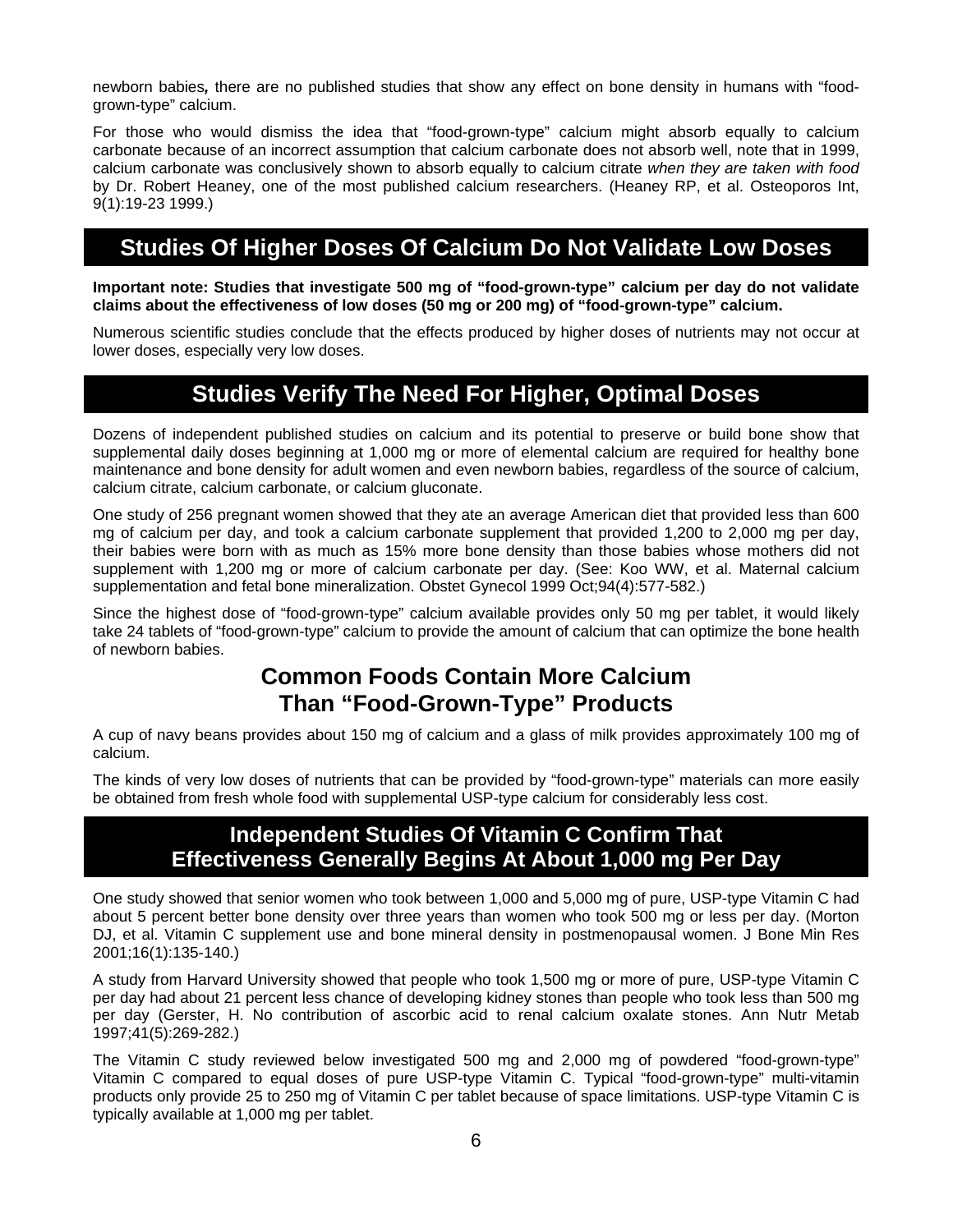newborn babies*,* there are no published studies that show any effect on bone density in humans with "food-grown-type" calcium.

For those who would dismiss the idea that "food-grown-type" calcium might absorb equally to calcium carbonate because of an incorrect assumption that calcium carbonate does not absorb well, note that in 1999, calcium carbonate was conclusively shown to absorb equally to calcium citrate *when they are taken with food* by Dr. Robert Heaney, one of the most published calcium researchers. (Heaney RP, et al. Osteoporos Int, 9(1):19-23 1999.)

## Studies Of Higher Doses Of Calcium Do Not Validate Low Doses

**Important note: Studies that investigate 500 mg of "food-grown-type" calcium per day do not validate claims about the effectiveness of low doses (50 mg or 200 mg) of "food-grown-type" calcium.**

Numerous scientific studies conclude that the effects produced by higher doses of nutrients may not occur at lower doses, especially very low doses.

## Studies Verify The Need For Higher, Optimal Doses

Dozens of independent published studies on calcium and its potential to preserve or build bone show that supplemental daily doses beginning at 1,000 mg or more of elemental calcium are required for healthy bone maintenance and bone density for adult women and even newborn babies, regardless of the source of calcium, calcium citrate, calcium carbonate, or calcium gluconate.

One study of 256 pregnant women showed that they ate an average American diet that provided less than 600 mg of calcium per day, and took a calcium carbonate supplement that provided 1,200 to 2,000 mg per day, their babies were born with as much as 15% more bone density than those babies whose mothers did not supplement with 1,200 mg or more of calcium carbonate per day. (See: Koo WW, et al. Maternal calcium supplementation and fetal bone mineralization. Obstet Gynecol 1999 Oct;94(4):577-582.)

Since the highest dose of "food-grown-type" calcium available provides only 50 mg per tablet, it would likely take 24 tablets of "food-grown-type" calcium to provide the amount of calcium that can optimize the bone health of newborn babies.

## Common Foods Contain More Calcium Than "Food-Grown-Type" Products

A cup of navy beans provides about 150 mg of calcium and a glass of milk provides approximately 100 mg of calcium.

The kinds of very low doses of nutrients that can be provided by "food-grown-type" materials can more easily be obtained from fresh whole food with supplemental USP-type calcium for considerably less cost.

## Independent Studies Of Vitamin C Confirm That Effectiveness Generally Begins At About 1,000 mg Per Day

One study showed that senior women who took between 1,000 and 5,000 mg of pure, USP-type Vitamin C had about 5 percent better bone density over three years than women who took 500 mg or less per day. (Morton DJ, et al. Vitamin C supplement use and bone mineral density in postmenopausal women. J Bone Min Res 2001;16(1):135-140.)

A study from Harvard University showed that people who took 1,500 mg or more of pure, USP-type Vitamin C per day had about 21 percent less chance of developing kidney stones than people who took less than 500 mg per day (Gerster, H. No contribution of ascorbic acid to renal calcium oxalate stones. Ann Nutr Metab 1997;41(5):269-282.)

The Vitamin C study reviewed below investigated 500 mg and 2,000 mg of powdered "food-grown-type" Vitamin C compared to equal doses of pure USP-type Vitamin C. Typical "food-grown-type" multi-vitamin products only provide 25 to 250 mg of Vitamin C per tablet because of space limitations. USP-type Vitamin C is typically available at 1,000 mg per tablet.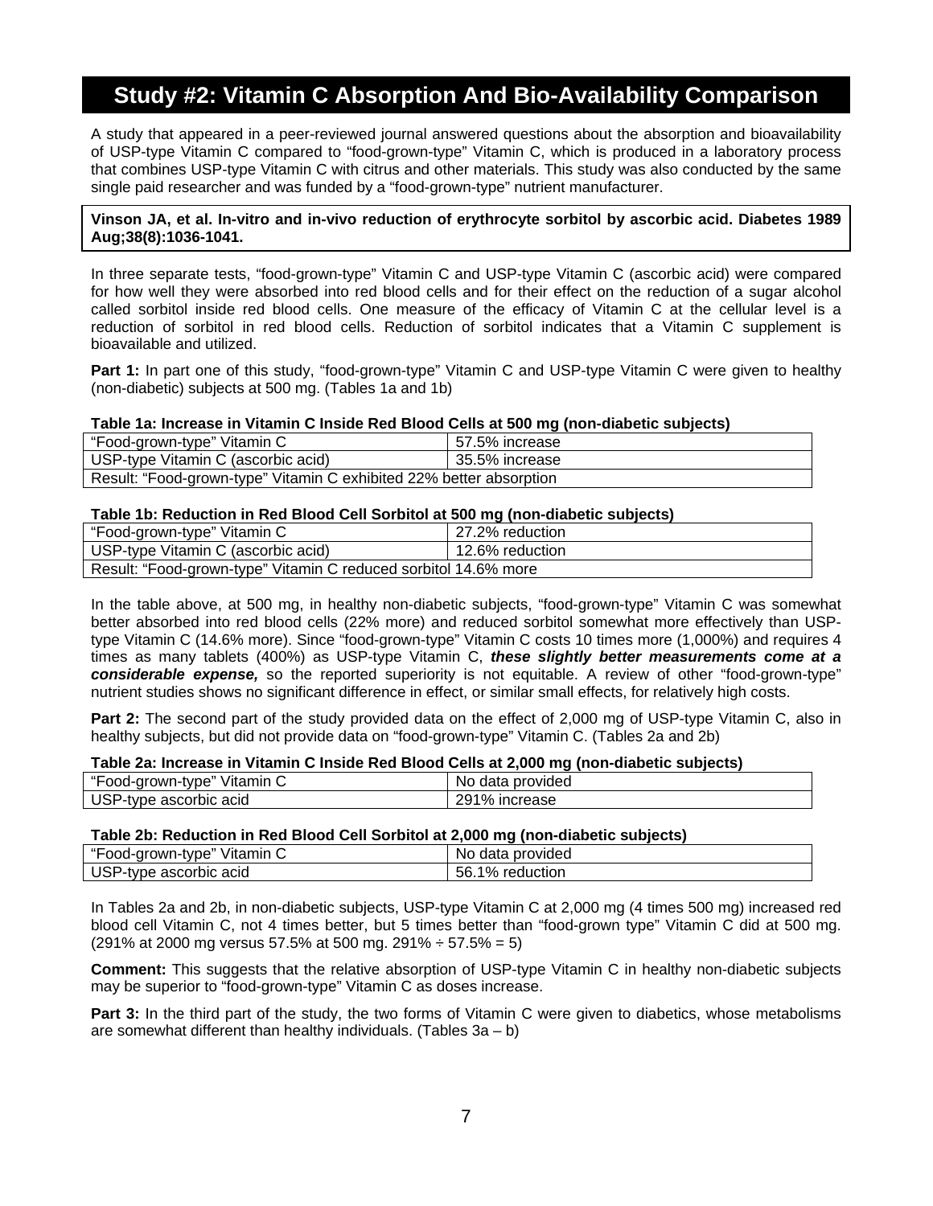# Study #2: Vitamin C Absorption And Bio-Availability Comparison

A study that appeared in a peer-reviewed journal answered questions about the absorption and bioavailability of USP-type Vitamin C compared to "food-grown-type" Vitamin C, which is produced in a laboratory process that combines USP-type Vitamin C with citrus and other materials. This study was also conducted by the same single paid researcher and was funded by a "food-grown-type" nutrient manufacturer.

**Vinson JA, et al. In-vitro and in-vivo reduction of erythrocyte sorbitol by ascorbic acid. Diabetes 1989 Aug;38(8):1036-1041.**

In three separate tests, "food-grown-type" Vitamin C and USP-type Vitamin C (ascorbic acid) were compared for how well they were absorbed into red blood cells and for their effect on the reduction of a sugar alcohol called sorbitol inside red blood cells. One measure of the efficacy of Vitamin C at the cellular level is a reduction of sorbitol in red blood cells. Reduction of sorbitol indicates that a Vitamin C supplement is bioavailable and utilized.

**Part 1:** In part one of this study, "food-grown-type" Vitamin C and USP-type Vitamin C were given to healthy (non-diabetic) subjects at 500 mg. (Tables 1a and 1b)

**Table 1a: Increase in Vitamin C Inside Red Blood Cells at 500 mg (non-diabetic subjects)**

| | |
|---|---|
| "Food-grown-type" Vitamin C | 57.5% increase |
| USP-type Vitamin C (ascorbic acid) | 35.5% increase |
| Result: "Food-grown-type" Vitamin C exhibited 22% better absorption | |

**Table 1b: Reduction in Red Blood Cell Sorbitol at 500 mg (non-diabetic subjects)**

| | |
|---|---|
| "Food-grown-type" Vitamin C | 27.2% reduction |
| USP-type Vitamin C (ascorbic acid) | 12.6% reduction |
| Result: "Food-grown-type" Vitamin C reduced sorbitol 14.6% more | |

In the table above, at 500 mg, in healthy non-diabetic subjects, "food-grown-type" Vitamin C was somewhat better absorbed into red blood cells (22% more) and reduced sorbitol somewhat more effectively than USP-type Vitamin C (14.6% more). Since "food-grown-type" Vitamin C costs 10 times more (1,000%) and requires 4 times as many tablets (400%) as USP-type Vitamin C, ***these slightly better measurements come at a considerable expense,*** so the reported superiority is not equitable. A review of other "food-grown-type" nutrient studies shows no significant difference in effect, or similar small effects, for relatively high costs.

**Part 2:** The second part of the study provided data on the effect of 2,000 mg of USP-type Vitamin C, also in healthy subjects, but did not provide data on "food-grown-type" Vitamin C. (Tables 2a and 2b)

**Table 2a: Increase in Vitamin C Inside Red Blood Cells at 2,000 mg (non-diabetic subjects)**

| | |
|---|---|
| "Food-grown-type" Vitamin C | No data provided |
| USP-type ascorbic acid | 291% increase |

**Table 2b: Reduction in Red Blood Cell Sorbitol at 2,000 mg (non-diabetic subjects)**

| | |
|---|---|
| "Food-grown-type" Vitamin C | No data provided |
| USP-type ascorbic acid | 56.1% reduction |

In Tables 2a and 2b, in non-diabetic subjects, USP-type Vitamin C at 2,000 mg (4 times 500 mg) increased red blood cell Vitamin C, not 4 times better, but 5 times better than "food-grown type" Vitamin C did at 500 mg. (291% at 2000 mg versus 57.5% at 500 mg. 291% ÷ 57.5% = 5)

**Comment:** This suggests that the relative absorption of USP-type Vitamin C in healthy non-diabetic subjects may be superior to "food-grown-type" Vitamin C as doses increase.

**Part 3:** In the third part of the study, the two forms of Vitamin C were given to diabetics, whose metabolisms are somewhat different than healthy individuals. (Tables 3a – b)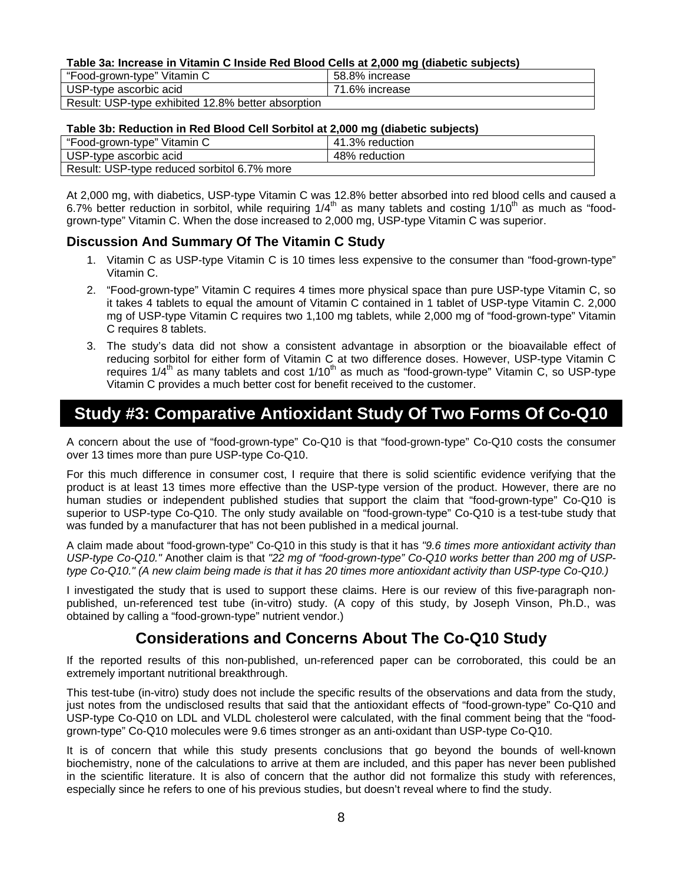**Table 3a: Increase in Vitamin C Inside Red Blood Cells at 2,000 mg (diabetic subjects)**

| "Food-grown-type" Vitamin C | 58.8% increase |
|---|---|
| USP-type ascorbic acid | 71.6% increase |
| Result: USP-type exhibited 12.8% better absorption | |

**Table 3b: Reduction in Red Blood Cell Sorbitol at 2,000 mg (diabetic subjects)**

| "Food-grown-type" Vitamin C | 41.3% reduction |
|---|---|
| USP-type ascorbic acid | 48% reduction |
| Result: USP-type reduced sorbitol 6.7% more | |

At 2,000 mg, with diabetics, USP-type Vitamin C was 12.8% better absorbed into red blood cells and caused a 6.7% better reduction in sorbitol, while requiring 1/4th as many tablets and costing 1/10th as much as "food-grown-type" Vitamin C. When the dose increased to 2,000 mg, USP-type Vitamin C was superior.

### Discussion And Summary Of The Vitamin C Study

1. Vitamin C as USP-type Vitamin C is 10 times less expensive to the consumer than "food-grown-type" Vitamin C.
2. "Food-grown-type" Vitamin C requires 4 times more physical space than pure USP-type Vitamin C, so it takes 4 tablets to equal the amount of Vitamin C contained in 1 tablet of USP-type Vitamin C. 2,000 mg of USP-type Vitamin C requires two 1,100 mg tablets, while 2,000 mg of "food-grown-type" Vitamin C requires 8 tablets.
3. The study's data did not show a consistent advantage in absorption or the bioavailable effect of reducing sorbitol for either form of Vitamin C at two difference doses. However, USP-type Vitamin C requires 1/4th as many tablets and cost 1/10th as much as "food-grown-type" Vitamin C, so USP-type Vitamin C provides a much better cost for benefit received to the customer.

## Study #3: Comparative Antioxidant Study Of Two Forms Of Co-Q10

A concern about the use of "food-grown-type" Co-Q10 is that "food-grown-type" Co-Q10 costs the consumer over 13 times more than pure USP-type Co-Q10.

For this much difference in consumer cost, I require that there is solid scientific evidence verifying that the product is at least 13 times more effective than the USP-type version of the product. However, there are no human studies or independent published studies that support the claim that "food-grown-type" Co-Q10 is superior to USP-type Co-Q10. The only study available on "food-grown-type" Co-Q10 is a test-tube study that was funded by a manufacturer that has not been published in a medical journal.

A claim made about "food-grown-type" Co-Q10 in this study is that it has *"9.6 times more antioxidant activity than USP-type Co-Q10."* Another claim is that *"22 mg of "food-grown-type" Co-Q10 works better than 200 mg of USP-type Co-Q10." (A new claim being made is that it has 20 times more antioxidant activity than USP-type Co-Q10.)*

I investigated the study that is used to support these claims. Here is our review of this five-paragraph non-published, un-referenced test tube (in-vitro) study. (A copy of this study, by Joseph Vinson, Ph.D., was obtained by calling a "food-grown-type" nutrient vendor.)

### Considerations and Concerns About The Co-Q10 Study

If the reported results of this non-published, un-referenced paper can be corroborated, this could be an extremely important nutritional breakthrough.

This test-tube (in-vitro) study does not include the specific results of the observations and data from the study, just notes from the undisclosed results that said that the antioxidant effects of "food-grown-type" Co-Q10 and USP-type Co-Q10 on LDL and VLDL cholesterol were calculated, with the final comment being that the "food-grown-type" Co-Q10 molecules were 9.6 times stronger as an anti-oxidant than USP-type Co-Q10.

It is of concern that while this study presents conclusions that go beyond the bounds of well-known biochemistry, none of the calculations to arrive at them are included, and this paper has never been published in the scientific literature. It is also of concern that the author did not formalize this study with references, especially since he refers to one of his previous studies, but doesn't reveal where to find the study.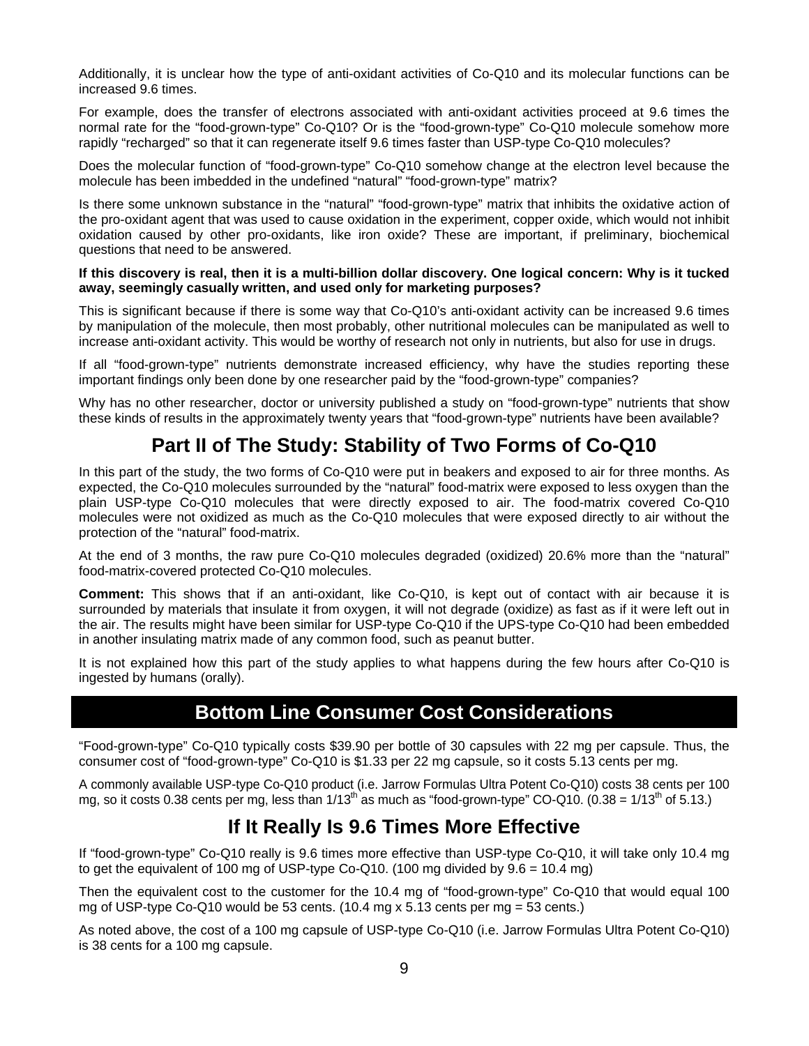Additionally, it is unclear how the type of anti-oxidant activities of Co-Q10 and its molecular functions can be increased 9.6 times.

For example, does the transfer of electrons associated with anti-oxidant activities proceed at 9.6 times the normal rate for the "food-grown-type" Co-Q10? Or is the "food-grown-type" Co-Q10 molecule somehow more rapidly "recharged" so that it can regenerate itself 9.6 times faster than USP-type Co-Q10 molecules?

Does the molecular function of "food-grown-type" Co-Q10 somehow change at the electron level because the molecule has been imbedded in the undefined "natural" "food-grown-type" matrix?

Is there some unknown substance in the "natural" "food-grown-type" matrix that inhibits the oxidative action of the pro-oxidant agent that was used to cause oxidation in the experiment, copper oxide, which would not inhibit oxidation caused by other pro-oxidants, like iron oxide? These are important, if preliminary, biochemical questions that need to be answered.

**If this discovery is real, then it is a multi-billion dollar discovery. One logical concern: Why is it tucked away, seemingly casually written, and used only for marketing purposes?**

This is significant because if there is some way that Co-Q10's anti-oxidant activity can be increased 9.6 times by manipulation of the molecule, then most probably, other nutritional molecules can be manipulated as well to increase anti-oxidant activity. This would be worthy of research not only in nutrients, but also for use in drugs.

If all "food-grown-type" nutrients demonstrate increased efficiency, why have the studies reporting these important findings only been done by one researcher paid by the "food-grown-type" companies?

Why has no other researcher, doctor or university published a study on "food-grown-type" nutrients that show these kinds of results in the approximately twenty years that "food-grown-type" nutrients have been available?

## Part II of The Study: Stability of Two Forms of Co-Q10

In this part of the study, the two forms of Co-Q10 were put in beakers and exposed to air for three months. As expected, the Co-Q10 molecules surrounded by the "natural" food-matrix were exposed to less oxygen than the plain USP-type Co-Q10 molecules that were directly exposed to air. The food-matrix covered Co-Q10 molecules were not oxidized as much as the Co-Q10 molecules that were exposed directly to air without the protection of the "natural" food-matrix.

At the end of 3 months, the raw pure Co-Q10 molecules degraded (oxidized) 20.6% more than the "natural" food-matrix-covered protected Co-Q10 molecules.

**Comment:** This shows that if an anti-oxidant, like Co-Q10, is kept out of contact with air because it is surrounded by materials that insulate it from oxygen, it will not degrade (oxidize) as fast as if it were left out in the air. The results might have been similar for USP-type Co-Q10 if the UPS-type Co-Q10 had been embedded in another insulating matrix made of any common food, such as peanut butter.

It is not explained how this part of the study applies to what happens during the few hours after Co-Q10 is ingested by humans (orally).

## Bottom Line Consumer Cost Considerations

"Food-grown-type" Co-Q10 typically costs $39.90 per bottle of 30 capsules with 22 mg per capsule. Thus, the consumer cost of "food-grown-type" Co-Q10 is $1.33 per 22 mg capsule, so it costs 5.13 cents per mg.

A commonly available USP-type Co-Q10 product (i.e. Jarrow Formulas Ultra Potent Co-Q10) costs 38 cents per 100 mg, so it costs 0.38 cents per mg, less than 1/13th as much as "food-grown-type" CO-Q10. (0.38 = 1/13th of 5.13.)

## If It Really Is 9.6 Times More Effective

If "food-grown-type" Co-Q10 really is 9.6 times more effective than USP-type Co-Q10, it will take only 10.4 mg to get the equivalent of 100 mg of USP-type Co-Q10. (100 mg divided by 9.6 = 10.4 mg)

Then the equivalent cost to the customer for the 10.4 mg of "food-grown-type" Co-Q10 that would equal 100 mg of USP-type Co-Q10 would be 53 cents. (10.4 mg x 5.13 cents per mg = 53 cents.)

As noted above, the cost of a 100 mg capsule of USP-type Co-Q10 (i.e. Jarrow Formulas Ultra Potent Co-Q10) is 38 cents for a 100 mg capsule.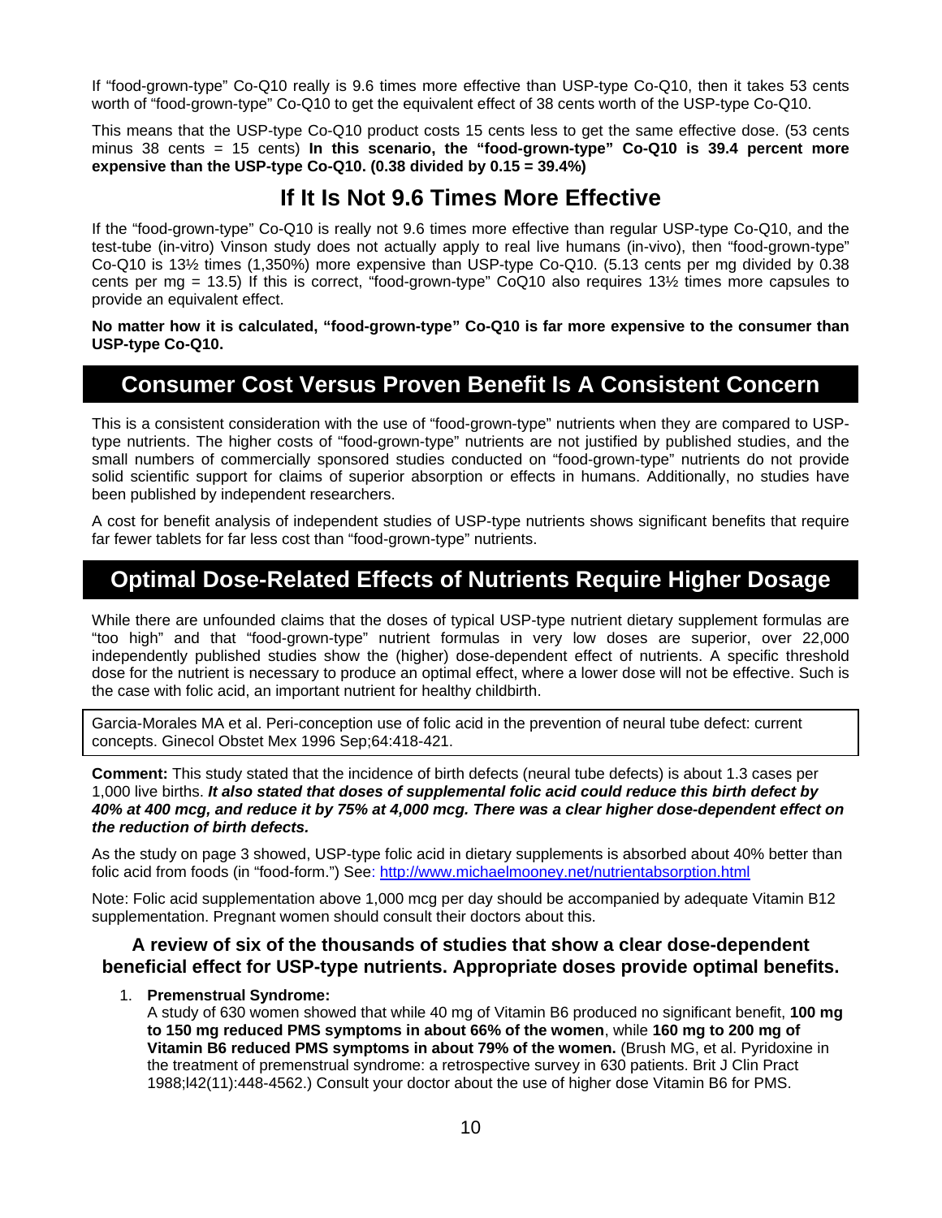If "food-grown-type" Co-Q10 really is 9.6 times more effective than USP-type Co-Q10, then it takes 53 cents worth of "food-grown-type" Co-Q10 to get the equivalent effect of 38 cents worth of the USP-type Co-Q10.

This means that the USP-type Co-Q10 product costs 15 cents less to get the same effective dose. (53 cents minus 38 cents = 15 cents) **In this scenario, the "food-grown-type" Co-Q10 is 39.4 percent more expensive than the USP-type Co-Q10. (0.38 divided by 0.15 = 39.4%)**

## If It Is Not 9.6 Times More Effective

If the "food-grown-type" Co-Q10 is really not 9.6 times more effective than regular USP-type Co-Q10, and the test-tube (in-vitro) Vinson study does not actually apply to real live humans (in-vivo), then "food-grown-type" Co-Q10 is 13½ times (1,350%) more expensive than USP-type Co-Q10. (5.13 cents per mg divided by 0.38 cents per mg = 13.5) If this is correct, "food-grown-type" CoQ10 also requires 13½ times more capsules to provide an equivalent effect.

**No matter how it is calculated, "food-grown-type" Co-Q10 is far more expensive to the consumer than USP-type Co-Q10.**

## Consumer Cost Versus Proven Benefit Is A Consistent Concern

This is a consistent consideration with the use of "food-grown-type" nutrients when they are compared to USP-type nutrients. The higher costs of "food-grown-type" nutrients are not justified by published studies, and the small numbers of commercially sponsored studies conducted on "food-grown-type" nutrients do not provide solid scientific support for claims of superior absorption or effects in humans. Additionally, no studies have been published by independent researchers.

A cost for benefit analysis of independent studies of USP-type nutrients shows significant benefits that require far fewer tablets for far less cost than "food-grown-type" nutrients.

## Optimal Dose-Related Effects of Nutrients Require Higher Dosage

While there are unfounded claims that the doses of typical USP-type nutrient dietary supplement formulas are "too high" and that "food-grown-type" nutrient formulas in very low doses are superior, over 22,000 independently published studies show the (higher) dose-dependent effect of nutrients. A specific threshold dose for the nutrient is necessary to produce an optimal effect, where a lower dose will not be effective. Such is the case with folic acid, an important nutrient for healthy childbirth.

Garcia-Morales MA et al. Peri-conception use of folic acid in the prevention of neural tube defect: current concepts. Ginecol Obstet Mex 1996 Sep;64:418-421.

**Comment:** This study stated that the incidence of birth defects (neural tube defects) is about 1.3 cases per 1,000 live births. ***It also stated that doses of supplemental folic acid could reduce this birth defect by 40% at 400 mcg, and reduce it by 75% at 4,000 mcg. There was a clear higher dose-dependent effect on the reduction of birth defects.***

As the study on page 3 showed, USP-type folic acid in dietary supplements is absorbed about 40% better than folic acid from foods (in "food-form.") See: http://www.michaelmooney.net/nutrientabsorption.html

Note: Folic acid supplementation above 1,000 mcg per day should be accompanied by adequate Vitamin B12 supplementation. Pregnant women should consult their doctors about this.

### A review of six of the thousands of studies that show a clear dose-dependent beneficial effect for USP-type nutrients. Appropriate doses provide optimal benefits.

1. **Premenstrual Syndrome:**
   A study of 630 women showed that while 40 mg of Vitamin B6 produced no significant benefit, **100 mg to 150 mg reduced PMS symptoms in about 66% of the women**, while **160 mg to 200 mg of Vitamin B6 reduced PMS symptoms in about 79% of the women.** (Brush MG, et al. Pyridoxine in the treatment of premenstrual syndrome: a retrospective survey in 630 patients. Brit J Clin Pract 1988;l42(11):448-4562.) Consult your doctor about the use of higher dose Vitamin B6 for PMS.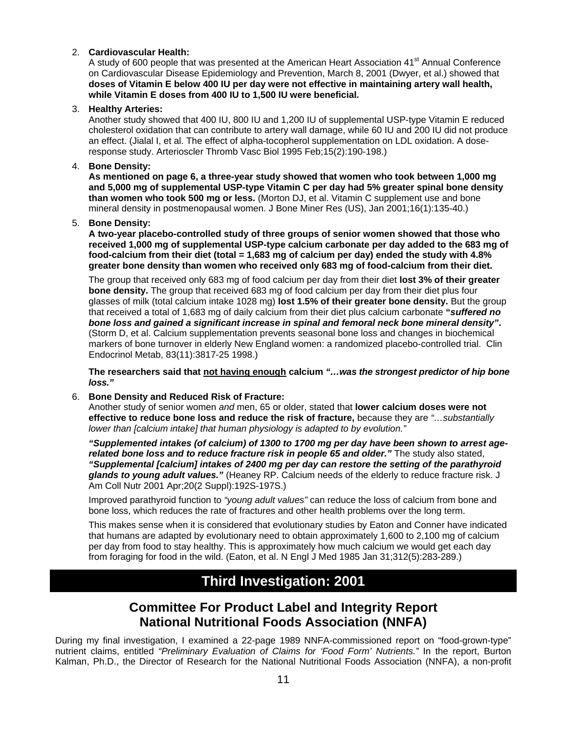2. **Cardiovascular Health:**
   A study of 600 people that was presented at the American Heart Association 41st Annual Conference on Cardiovascular Disease Epidemiology and Prevention, March 8, 2001 (Dwyer, et al.) showed that **doses of Vitamin E below 400 IU per day were not effective in maintaining artery wall health, while Vitamin E doses from 400 IU to 1,500 IU were beneficial.**

3. **Healthy Arteries:**
   Another study showed that 400 IU, 800 IU and 1,200 IU of supplemental USP-type Vitamin E reduced cholesterol oxidation that can contribute to artery wall damage, while 60 IU and 200 IU did not produce an effect. (Jialal I, et al. The effect of alpha-tocopherol supplementation on LDL oxidation. A dose-response study. Arterioscler Thromb Vasc Biol 1995 Feb;15(2):190-198.)

4. **Bone Density:**
   **As mentioned on page 6, a three-year study showed that women who took between 1,000 mg and 5,000 mg of supplemental USP-type Vitamin C per day had 5% greater spinal bone density than women who took 500 mg or less.** (Morton DJ, et al. Vitamin C supplement use and bone mineral density in postmenopausal women. J Bone Miner Res (US), Jan 2001;16(1):135-40.)

5. **Bone Density:**
   **A two-year placebo-controlled study of three groups of senior women showed that those who received 1,000 mg of supplemental USP-type calcium carbonate per day added to the 683 mg of food-calcium from their diet (total = 1,683 mg of calcium per day) ended the study with 4.8% greater bone density than women who received only 683 mg of food-calcium from their diet.**

   The group that received only 683 mg of food calcium per day from their diet **lost 3% of their greater bone density.** The group that received 683 mg of food calcium per day from their diet plus four glasses of milk (total calcium intake 1028 mg) **lost 1.5% of their greater bone density.** But the group that received a total of 1,683 mg of daily calcium from their diet plus calcium carbonate **"*suffered no bone loss and gained a significant increase in spinal and femoral neck bone mineral density*".** (Storm D, et al. Calcium supplementation prevents seasonal bone loss and changes in biochemical markers of bone turnover in elderly New England women: a randomized placebo-controlled trial. Clin Endocrinol Metab, 83(11):3817-25 1998.)

   **The researchers said that <u>not having enough</u> calcium *"…was the strongest predictor of hip bone loss."***

6. **Bone Density and Reduced Risk of Fracture:**
   Another study of senior women *and* men, 65 or older, stated that **lower calcium doses were not effective to reduce bone loss and reduce the risk of fracture,** because they are *"…substantially lower than [calcium intake] that human physiology is adapted to by evolution."*

   ***"Supplemented intakes (of calcium) of 1300 to 1700 mg per day have been shown to arrest age-related bone loss and to reduce fracture risk in people 65 and older."*** The study also stated, ***"Supplemental [calcium] intakes of 2400 mg per day can restore the setting of the parathyroid glands to young adult values."*** (Heaney RP. Calcium needs of the elderly to reduce fracture risk. J Am Coll Nutr 2001 Apr;20(2 Suppl):192S-197S.)

   Improved parathyroid function to *"young adult values"* can reduce the loss of calcium from bone and bone loss, which reduces the rate of fractures and other health problems over the long term.

   This makes sense when it is considered that evolutionary studies by Eaton and Conner have indicated that humans are adapted by evolutionary need to obtain approximately 1,600 to 2,100 mg of calcium per day from food to stay healthy. This is approximately how much calcium we would get each day from foraging for food in the wild. (Eaton, et al. N Engl J Med 1985 Jan 31;312(5):283-289.)

# Third Investigation: 2001

## Committee For Product Label and Integrity Report National Nutritional Foods Association (NNFA)

During my final investigation, I examined a 22-page 1989 NNFA-commissioned report on "food-grown-type" nutrient claims, entitled *"Preliminary Evaluation of Claims for 'Food Form' Nutrients."* In the report, Burton Kalman, Ph.D., the Director of Research for the National Nutritional Foods Association (NNFA), a non-profit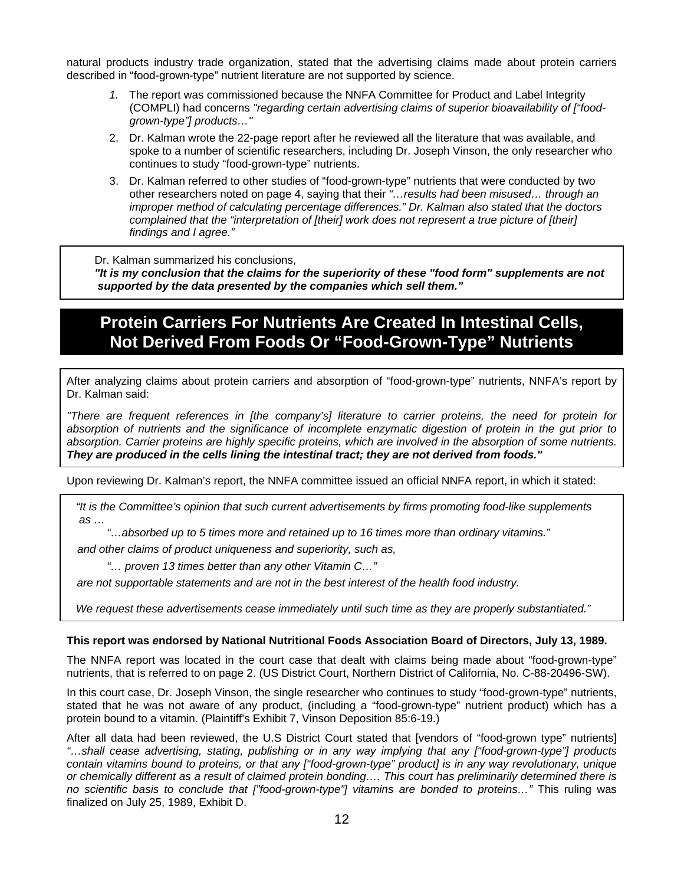natural products industry trade organization, stated that the advertising claims made about protein carriers described in "food-grown-type" nutrient literature are not supported by science.

1. The report was commissioned because the NNFA Committee for Product and Label Integrity (COMPLI) had concerns *"regarding certain advertising claims of superior bioavailability of ["food-grown-type"] products…"*
2. Dr. Kalman wrote the 22-page report after he reviewed all the literature that was available, and spoke to a number of scientific researchers, including Dr. Joseph Vinson, the only researcher who continues to study "food-grown-type" nutrients.
3. Dr. Kalman referred to other studies of "food-grown-type" nutrients that were conducted by two other researchers noted on page 4, saying that their *"…results had been misused… through an improper method of calculating percentage differences." Dr. Kalman also stated that the doctors complained that the "interpretation of [their] work does not represent a true picture of [their] findings and I agree."*

Dr. Kalman summarized his conclusions,
***"It is my conclusion that the claims for the superiority of these "food form" supplements are not supported by the data presented by the companies which sell them."***

## Protein Carriers For Nutrients Are Created In Intestinal Cells, Not Derived From Foods Or "Food-Grown-Type" Nutrients

After analyzing claims about protein carriers and absorption of "food-grown-type" nutrients, NNFA's report by Dr. Kalman said:

*"There are frequent references in [the company's] literature to carrier proteins, the need for protein for absorption of nutrients and the significance of incomplete enzymatic digestion of protein in the gut prior to absorption. Carrier proteins are highly specific proteins, which are involved in the absorption of some nutrients.* ***They are produced in the cells lining the intestinal tract; they are not derived from foods."***

Upon reviewing Dr. Kalman's report, the NNFA committee issued an official NNFA report, in which it stated:

*"It is the Committee's opinion that such current advertisements by firms promoting food-like supplements as …*

*"…absorbed up to 5 times more and retained up to 16 times more than ordinary vitamins."*

*and other claims of product uniqueness and superiority, such as,*

*"… proven 13 times better than any other Vitamin C…"*

*are not supportable statements and are not in the best interest of the health food industry.*

*We request these advertisements cease immediately until such time as they are properly substantiated."*

**This report was endorsed by National Nutritional Foods Association Board of Directors, July 13, 1989.**

The NNFA report was located in the court case that dealt with claims being made about "food-grown-type" nutrients, that is referred to on page 2. (US District Court, Northern District of California, No. C-88-20496-SW).

In this court case, Dr. Joseph Vinson, the single researcher who continues to study "food-grown-type" nutrients, stated that he was not aware of any product, (including a "food-grown-type" nutrient product) which has a protein bound to a vitamin. (Plaintiff's Exhibit 7, Vinson Deposition 85:6-19.)

After all data had been reviewed, the U.S District Court stated that [vendors of "food-grown type" nutrients] *"…shall cease advertising, stating, publishing or in any way implying that any ["food-grown-type"] products contain vitamins bound to proteins, or that any ["food-grown-type" product] is in any way revolutionary, unique or chemically different as a result of claimed protein bonding…. This court has preliminarily determined there is no scientific basis to conclude that ["food-grown-type"] vitamins are bonded to proteins…"* This ruling was finalized on July 25, 1989, Exhibit D.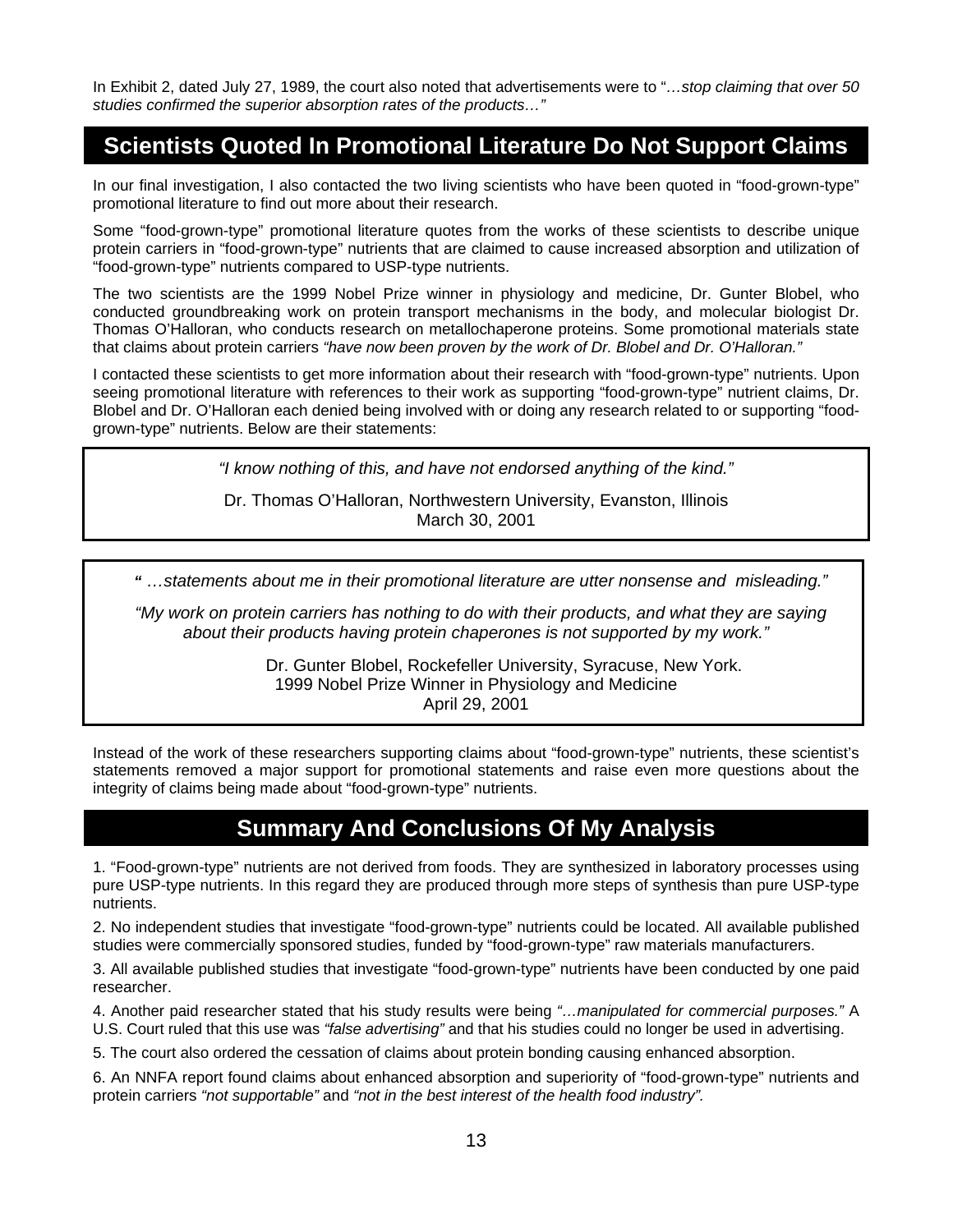In Exhibit 2, dated July 27, 1989, the court also noted that advertisements were to "*…stop claiming that over 50 studies confirmed the superior absorption rates of the products…"*

## Scientists Quoted In Promotional Literature Do Not Support Claims

In our final investigation, I also contacted the two living scientists who have been quoted in "food-grown-type" promotional literature to find out more about their research.

Some "food-grown-type" promotional literature quotes from the works of these scientists to describe unique protein carriers in "food-grown-type" nutrients that are claimed to cause increased absorption and utilization of "food-grown-type" nutrients compared to USP-type nutrients.

The two scientists are the 1999 Nobel Prize winner in physiology and medicine, Dr. Gunter Blobel, who conducted groundbreaking work on protein transport mechanisms in the body, and molecular biologist Dr. Thomas O'Halloran, who conducts research on metallochaperone proteins. Some promotional materials state that claims about protein carriers *"have now been proven by the work of Dr. Blobel and Dr. O'Halloran."*

I contacted these scientists to get more information about their research with "food-grown-type" nutrients. Upon seeing promotional literature with references to their work as supporting "food-grown-type" nutrient claims, Dr. Blobel and Dr. O'Halloran each denied being involved with or doing any research related to or supporting "food-grown-type" nutrients. Below are their statements:

> *"I know nothing of this, and have not endorsed anything of the kind."*
>
> Dr. Thomas O'Halloran, Northwestern University, Evanston, Illinois
> March 30, 2001

> *" …statements about me in their promotional literature are utter nonsense and misleading."*
>
> *"My work on protein carriers has nothing to do with their products, and what they are saying about their products having protein chaperones is not supported by my work."*
>
> Dr. Gunter Blobel, Rockefeller University, Syracuse, New York.
> 1999 Nobel Prize Winner in Physiology and Medicine
> April 29, 2001

Instead of the work of these researchers supporting claims about "food-grown-type" nutrients, these scientist's statements removed a major support for promotional statements and raise even more questions about the integrity of claims being made about "food-grown-type" nutrients.

## Summary And Conclusions Of My Analysis

1. "Food-grown-type" nutrients are not derived from foods. They are synthesized in laboratory processes using pure USP-type nutrients. In this regard they are produced through more steps of synthesis than pure USP-type nutrients.

2. No independent studies that investigate "food-grown-type" nutrients could be located. All available published studies were commercially sponsored studies, funded by "food-grown-type" raw materials manufacturers.

3. All available published studies that investigate "food-grown-type" nutrients have been conducted by one paid researcher.

4. Another paid researcher stated that his study results were being *"…manipulated for commercial purposes."* A U.S. Court ruled that this use was *"false advertising"* and that his studies could no longer be used in advertising.

5. The court also ordered the cessation of claims about protein bonding causing enhanced absorption.

6. An NNFA report found claims about enhanced absorption and superiority of "food-grown-type" nutrients and protein carriers *"not supportable"* and *"not in the best interest of the health food industry".*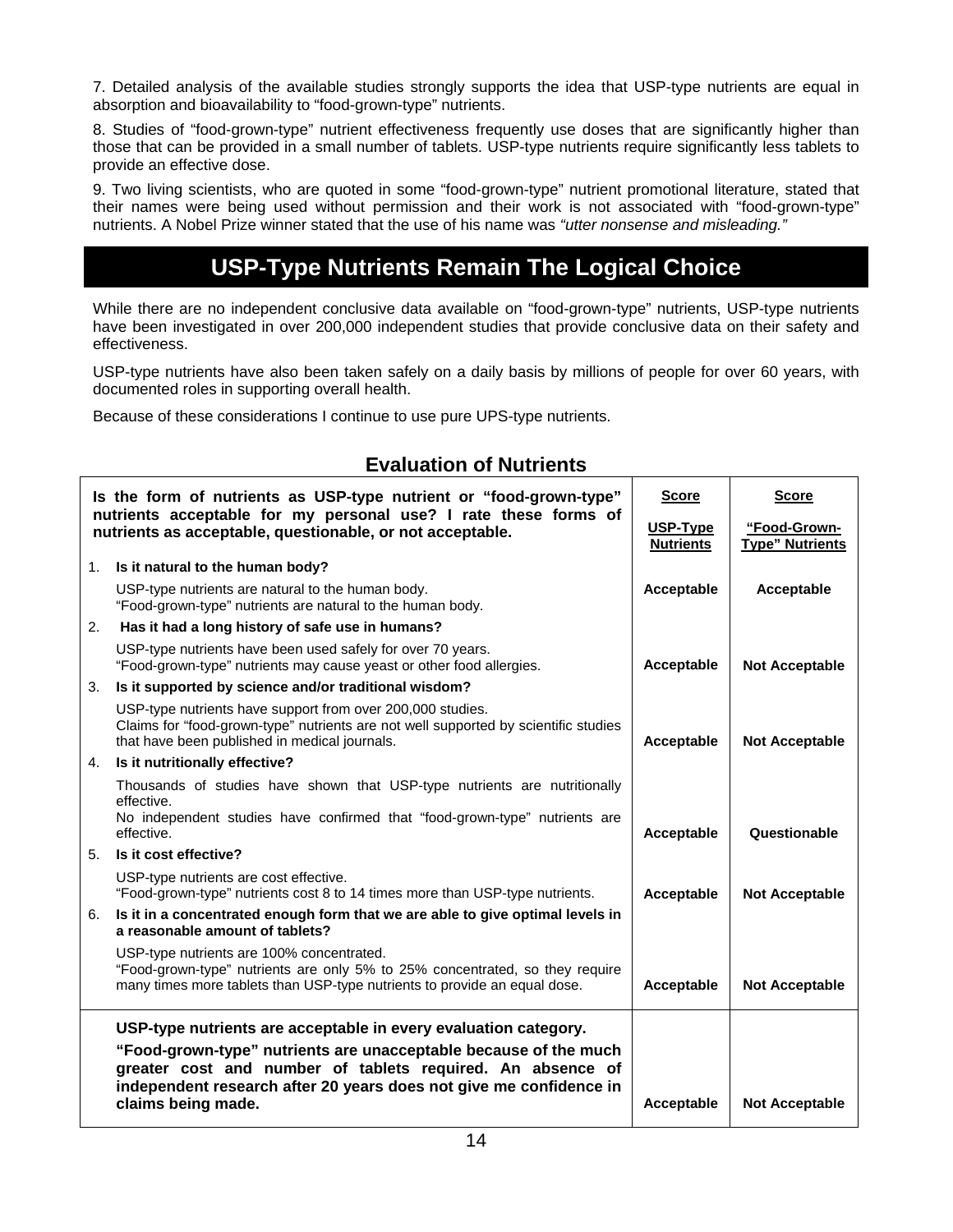7. Detailed analysis of the available studies strongly supports the idea that USP-type nutrients are equal in absorption and bioavailability to "food-grown-type" nutrients.

8. Studies of "food-grown-type" nutrient effectiveness frequently use doses that are significantly higher than those that can be provided in a small number of tablets. USP-type nutrients require significantly less tablets to provide an effective dose.

9. Two living scientists, who are quoted in some "food-grown-type" nutrient promotional literature, stated that their names were being used without permission and their work is not associated with "food-grown-type" nutrients. A Nobel Prize winner stated that the use of his name was *"utter nonsense and misleading."*

## USP-Type Nutrients Remain The Logical Choice

While there are no independent conclusive data available on "food-grown-type" nutrients, USP-type nutrients have been investigated in over 200,000 independent studies that provide conclusive data on their safety and effectiveness.

USP-type nutrients have also been taken safely on a daily basis by millions of people for over 60 years, with documented roles in supporting overall health.

Because of these considerations I continue to use pure UPS-type nutrients.

### Evaluation of Nutrients

| **Is the form of nutrients as USP-type nutrient or "food-grown-type" nutrients acceptable for my personal use? I rate these forms of nutrients as acceptable, questionable, or not acceptable.** | **Score** **USP-Type Nutrients** | **Score** **"Food-Grown-Type" Nutrients** |
|---|---|---|
| 1. **Is it natural to the human body?** | | |
| USP-type nutrients are natural to the human body. "Food-grown-type" nutrients are natural to the human body. | **Acceptable** | **Acceptable** |
| 2. **Has it had a long history of safe use in humans?** | | |
| USP-type nutrients have been used safely for over 70 years. "Food-grown-type" nutrients may cause yeast or other food allergies. | **Acceptable** | **Not Acceptable** |
| 3. **Is it supported by science and/or traditional wisdom?** | | |
| USP-type nutrients have support from over 200,000 studies. Claims for "food-grown-type" nutrients are not well supported by scientific studies that have been published in medical journals. | **Acceptable** | **Not Acceptable** |
| 4. **Is it nutritionally effective?** | | |
| Thousands of studies have shown that USP-type nutrients are nutritionally effective. No independent studies have confirmed that "food-grown-type" nutrients are effective. | **Acceptable** | **Questionable** |
| 5. **Is it cost effective?** | | |
| USP-type nutrients are cost effective. "Food-grown-type" nutrients cost 8 to 14 times more than USP-type nutrients. | **Acceptable** | **Not Acceptable** |
| 6. **Is it in a concentrated enough form that we are able to give optimal levels in a reasonable amount of tablets?** | | |
| USP-type nutrients are 100% concentrated. "Food-grown-type" nutrients are only 5% to 25% concentrated, so they require many times more tablets than USP-type nutrients to provide an equal dose. | **Acceptable** | **Not Acceptable** |
| **USP-type nutrients are acceptable in every evaluation category.** **"Food-grown-type" nutrients are unacceptable because of the much greater cost and number of tablets required. An absence of independent research after 20 years does not give me confidence in claims being made.** | **Acceptable** | **Not Acceptable** |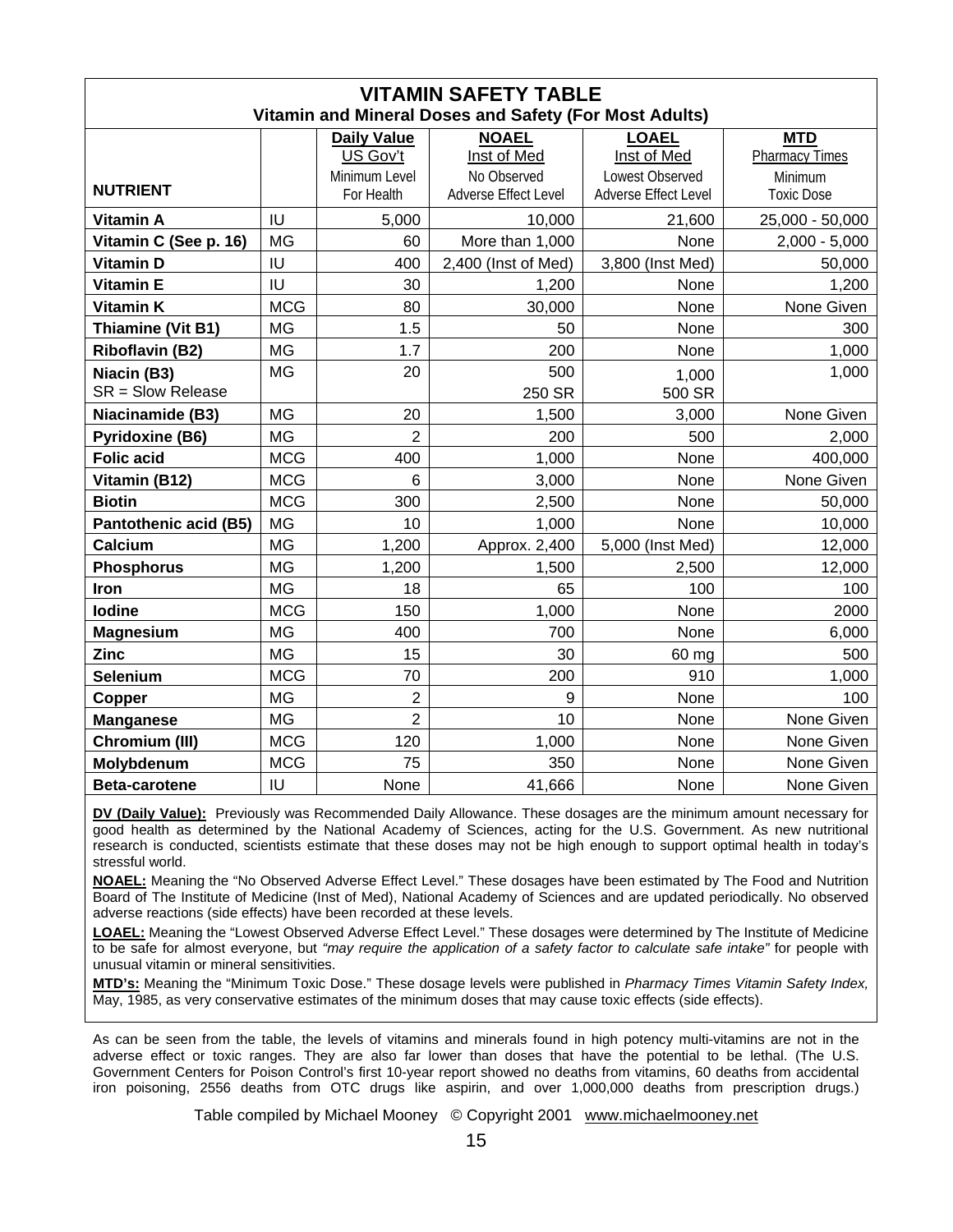# VITAMIN SAFETY TABLE

## Vitamin and Mineral Doses and Safety (For Most Adults)

| NUTRIENT | | Daily Value US Gov't Minimum Level For Health | NOAEL Inst of Med No Observed Adverse Effect Level | LOAEL Inst of Med Lowest Observed Adverse Effect Level | MTD Pharmacy Times Minimum Toxic Dose |
|---|---|---|---|---|---|
| **Vitamin A** | IU | 5,000 | 10,000 | 21,600 | 25,000 - 50,000 |
| **Vitamin C (See p. 16)** | MG | 60 | More than 1,000 | None | 2,000 - 5,000 |
| **Vitamin D** | IU | 400 | 2,400 (Inst of Med) | 3,800 (Inst Med) | 50,000 |
| **Vitamin E** | IU | 30 | 1,200 | None | 1,200 |
| **Vitamin K** | MCG | 80 | 30,000 | None | None Given |
| **Thiamine (Vit B1)** | MG | 1.5 | 50 | None | 300 |
| **Riboflavin (B2)** | MG | 1.7 | 200 | None | 1,000 |
| **Niacin (B3)** SR = Slow Release | MG | 20 | 500 250 SR | 1,000 500 SR | 1,000 |
| **Niacinamide (B3)** | MG | 20 | 1,500 | 3,000 | None Given |
| **Pyridoxine (B6)** | MG | 2 | 200 | 500 | 2,000 |
| **Folic acid** | MCG | 400 | 1,000 | None | 400,000 |
| **Vitamin (B12)** | MCG | 6 | 3,000 | None | None Given |
| **Biotin** | MCG | 300 | 2,500 | None | 50,000 |
| **Pantothenic acid (B5)** | MG | 10 | 1,000 | None | 10,000 |
| **Calcium** | MG | 1,200 | Approx. 2,400 | 5,000 (Inst Med) | 12,000 |
| **Phosphorus** | MG | 1,200 | 1,500 | 2,500 | 12,000 |
| **Iron** | MG | 18 | 65 | 100 | 100 |
| **Iodine** | MCG | 150 | 1,000 | None | 2000 |
| **Magnesium** | MG | 400 | 700 | None | 6,000 |
| **Zinc** | MG | 15 | 30 | 60 mg | 500 |
| **Selenium** | MCG | 70 | 200 | 910 | 1,000 |
| **Copper** | MG | 2 | 9 | None | 100 |
| **Manganese** | MG | 2 | 10 | None | None Given |
| **Chromium (III)** | MCG | 120 | 1,000 | None | None Given |
| **Molybdenum** | MCG | 75 | 350 | None | None Given |
| **Beta-carotene** | IU | None | 41,666 | None | None Given |

**DV (Daily Value):** Previously was Recommended Daily Allowance. These dosages are the minimum amount necessary for good health as determined by the National Academy of Sciences, acting for the U.S. Government. As new nutritional research is conducted, scientists estimate that these doses may not be high enough to support optimal health in today's stressful world.

**NOAEL:** Meaning the "No Observed Adverse Effect Level." These dosages have been estimated by The Food and Nutrition Board of The Institute of Medicine (Inst of Med), National Academy of Sciences and are updated periodically. No observed adverse reactions (side effects) have been recorded at these levels.

**LOAEL:** Meaning the "Lowest Observed Adverse Effect Level." These dosages were determined by The Institute of Medicine to be safe for almost everyone, but *"may require the application of a safety factor to calculate safe intake"* for people with unusual vitamin or mineral sensitivities.

**MTD's:** Meaning the "Minimum Toxic Dose." These dosage levels were published in *Pharmacy Times Vitamin Safety Index,* May, 1985, as very conservative estimates of the minimum doses that may cause toxic effects (side effects).

As can be seen from the table, the levels of vitamins and minerals found in high potency multi-vitamins are not in the adverse effect or toxic ranges. They are also far lower than doses that have the potential to be lethal. (The U.S. Government Centers for Poison Control's first 10-year report showed no deaths from vitamins, 60 deaths from accidental iron poisoning, 2556 deaths from OTC drugs like aspirin, and over 1,000,000 deaths from prescription drugs.)

Table compiled by Michael Mooney © Copyright 2001 www.michaelmooney.net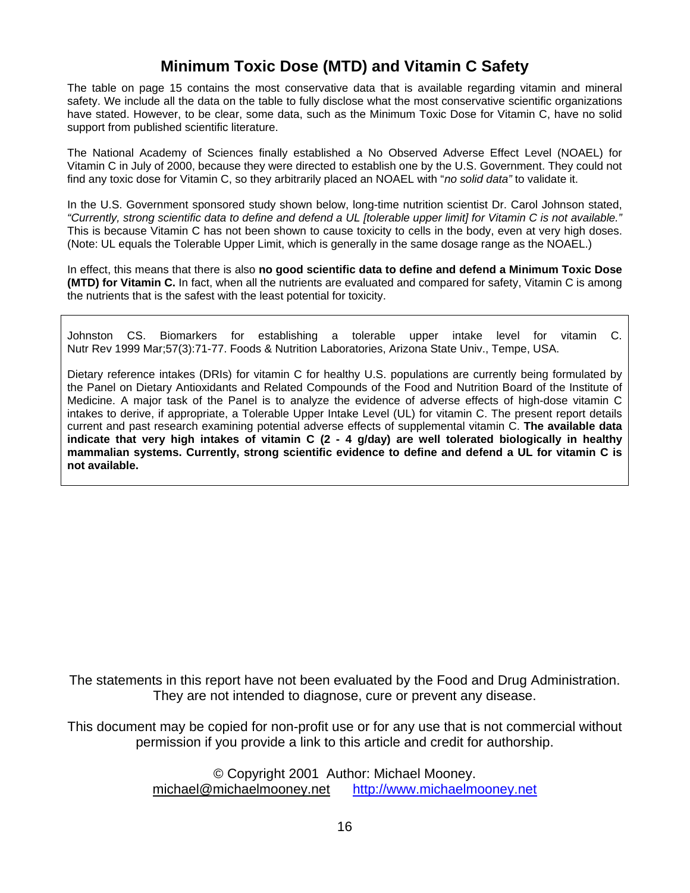# Minimum Toxic Dose (MTD) and Vitamin C Safety

The table on page 15 contains the most conservative data that is available regarding vitamin and mineral safety. We include all the data on the table to fully disclose what the most conservative scientific organizations have stated. However, to be clear, some data, such as the Minimum Toxic Dose for Vitamin C, have no solid support from published scientific literature.

The National Academy of Sciences finally established a No Observed Adverse Effect Level (NOAEL) for Vitamin C in July of 2000, because they were directed to establish one by the U.S. Government. They could not find any toxic dose for Vitamin C, so they arbitrarily placed an NOAEL with "*no solid data"* to validate it.

In the U.S. Government sponsored study shown below, long-time nutrition scientist Dr. Carol Johnson stated, *"Currently, strong scientific data to define and defend a UL [tolerable upper limit] for Vitamin C is not available."* This is because Vitamin C has not been shown to cause toxicity to cells in the body, even at very high doses. (Note: UL equals the Tolerable Upper Limit, which is generally in the same dosage range as the NOAEL.)

In effect, this means that there is also **no good scientific data to define and defend a Minimum Toxic Dose (MTD) for Vitamin C.** In fact, when all the nutrients are evaluated and compared for safety, Vitamin C is among the nutrients that is the safest with the least potential for toxicity.

> Johnston CS. Biomarkers for establishing a tolerable upper intake level for vitamin C. Nutr Rev 1999 Mar;57(3):71-77. Foods & Nutrition Laboratories, Arizona State Univ., Tempe, USA.
>
> Dietary reference intakes (DRIs) for vitamin C for healthy U.S. populations are currently being formulated by the Panel on Dietary Antioxidants and Related Compounds of the Food and Nutrition Board of the Institute of Medicine. A major task of the Panel is to analyze the evidence of adverse effects of high-dose vitamin C intakes to derive, if appropriate, a Tolerable Upper Intake Level (UL) for vitamin C. The present report details current and past research examining potential adverse effects of supplemental vitamin C. **The available data indicate that very high intakes of vitamin C (2 - 4 g/day) are well tolerated biologically in healthy mammalian systems. Currently, strong scientific evidence to define and defend a UL for vitamin C is not available.**

The statements in this report have not been evaluated by the Food and Drug Administration. They are not intended to diagnose, cure or prevent any disease.

This document may be copied for non-profit use or for any use that is not commercial without permission if you provide a link to this article and credit for authorship.

© Copyright 2001 Author: Michael Mooney.
michael@michaelmooney.net http://www.michaelmooney.net